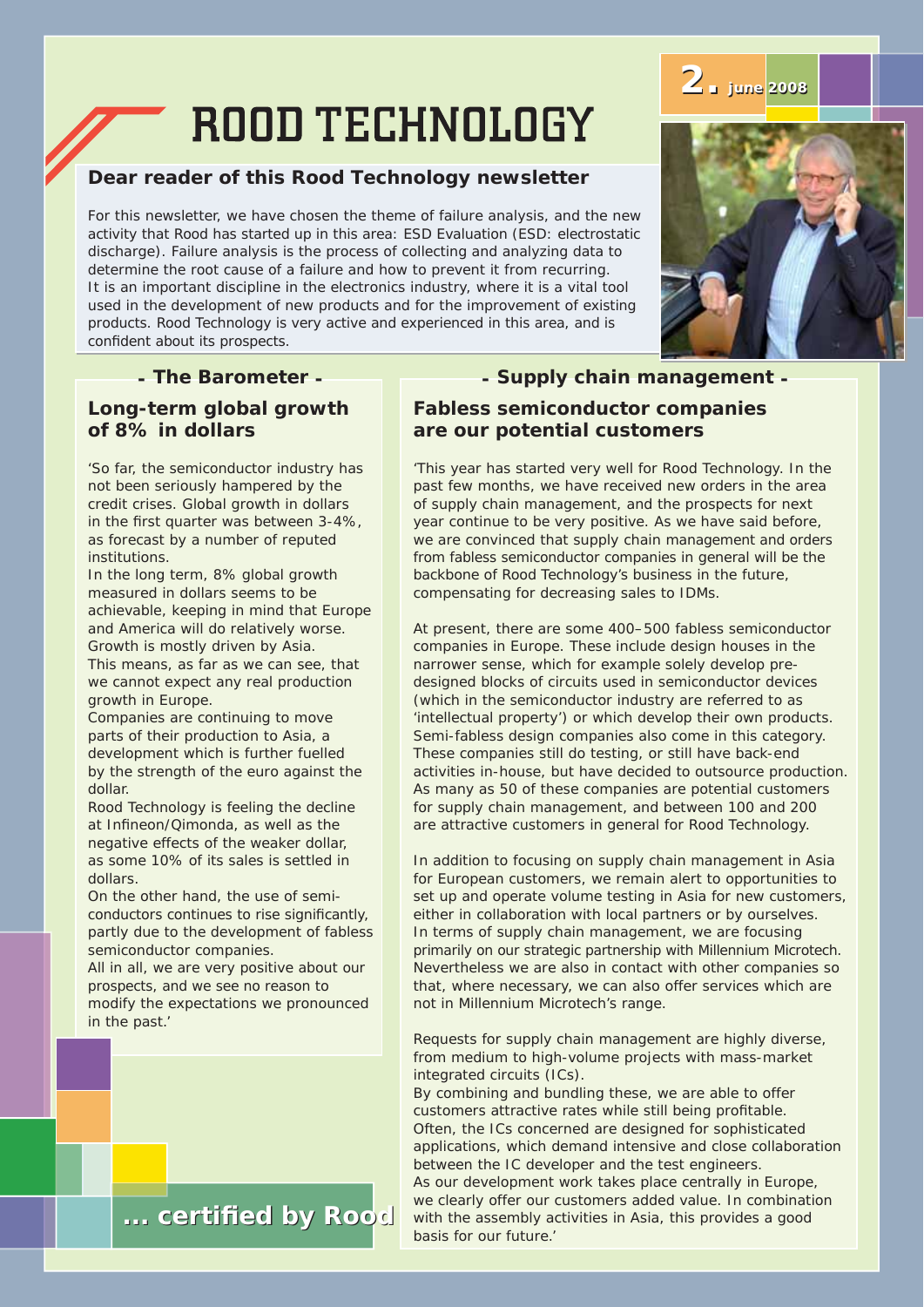# ROOD TECHNOLOGY

2. june 2008

## Dear reader of this Rood Technology newsletter

For this newsletter, we have chosen the theme of failure analysis, and the new activity that Rood has started up in this area: ESD Evaluation (ESD: electrostatic discharge). Failure analysis is the process of collecting and analyzing data to determine the root cause of a failure and how to prevent it from recurring. It is an important discipline in the electronics industry, where it is a vital tool used in the development of new products and for the improvement of existing products. Rood Technology is very active and experienced in this area, and is confident about its prospects.

## - The Barometer -

### Long-term global growth of 8% in dollars

'So far, the semiconductor industry has not been seriously hampered by the credit crises. Global growth in dollars in the first quarter was between 3-4%, as forecast by a number of reputed institutions.
In the long term, 8% global growth measured in dollars seems to be achievable, keeping in mind that Europe and America will do relatively worse. Growth is mostly driven by Asia. This means, as far as we can see, that we cannot expect any real production growth in Europe.
Companies are continuing to move parts of their production to Asia, a development which is further fuelled by the strength of the euro against the dollar.
Rood Technology is feeling the decline at Infineon/Qimonda, as well as the negative effects of the weaker dollar, as some 10% of its sales is settled in dollars.
On the other hand, the use of semi-conductors continues to rise significantly, partly due to the development of fabless semiconductor companies.
All in all, we are very positive about our prospects, and we see no reason to modify the expectations we pronounced in the past.'

## - Supply chain management -

### Fabless semiconductor companies are our potential customers

'This year has started very well for Rood Technology. In the past few months, we have received new orders in the area of supply chain management, and the prospects for next year continue to be very positive. As we have said before, we are convinced that supply chain management and orders from fabless semiconductor companies in general will be the backbone of Rood Technology's business in the future, compensating for decreasing sales to IDMs.

At present, there are some 400–500 fabless semiconductor companies in Europe. These include design houses in the narrower sense, which for example solely develop pre-designed blocks of circuits used in semiconductor devices (which in the semiconductor industry are referred to as 'intellectual property') or which develop their own products. Semi-fabless design companies also come in this category. These companies still do testing, or still have back-end activities in-house, but have decided to outsource production. As many as 50 of these companies are potential customers for supply chain management, and between 100 and 200 are attractive customers in general for Rood Technology.

In addition to focusing on supply chain management in Asia for European customers, we remain alert to opportunities to set up and operate volume testing in Asia for new customers, either in collaboration with local partners or by ourselves.
In terms of supply chain management, we are focusing primarily on our strategic partnership with Millennium Microtech. Nevertheless we are also in contact with other companies so that, where necessary, we can also offer services which are not in Millennium Microtech's range.

Requests for supply chain management are highly diverse, from medium to high-volume projects with mass-market integrated circuits (ICs).
By combining and bundling these, we are able to offer customers attractive rates while still being profitable.
Often, the ICs concerned are designed for sophisticated applications, which demand intensive and close collaboration between the IC developer and the test engineers.
As our development work takes place centrally in Europe, we clearly offer our customers added value. In combination with the assembly activities in Asia, this provides a good basis for our future.'

**... certified by Rood**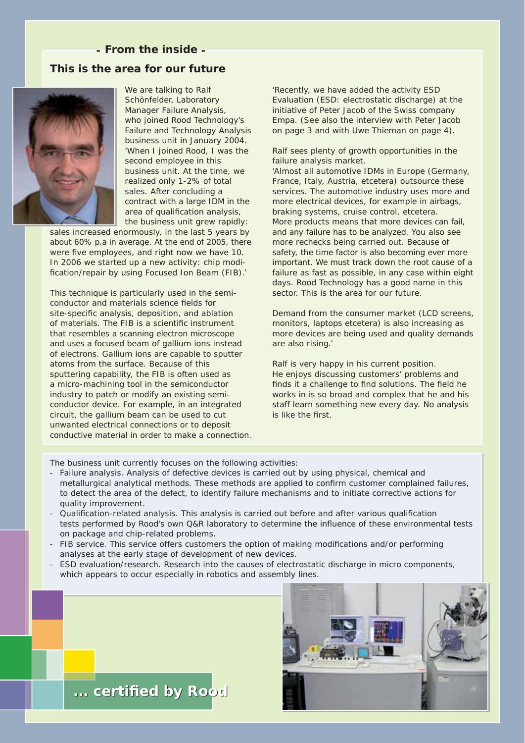- From the inside -

## This is the area for our future

We are talking to Ralf Schönfelder, Laboratory Manager Failure Analysis, who joined Rood Technology's Failure and Technology Analysis business unit in January 2004. 'When I joined Rood, I was the second employee in this business unit. At the time, we realized only 1-2% of total sales. After concluding a contract with a large IDM in the area of qualification analysis, the business unit grew rapidly: sales increased enormously, in the last 5 years by about 60% p.a in average. At the end of 2005, there were five employees, and right now we have 10. In 2006 we started up a new activity: chip modification/repair by using Focused Ion Beam (FIB).'

This technique is particularly used in the semiconductor and materials science fields for site-specific analysis, deposition, and ablation of materials. The FIB is a scientific instrument that resembles a scanning electron microscope and uses a focused beam of gallium ions instead of electrons. Gallium ions are capable to sputter atoms from the surface. Because of this sputtering capability, the FIB is often used as a micro-machining tool in the semiconductor industry to patch or modify an existing semiconductor device. For example, in an integrated circuit, the gallium beam can be used to cut unwanted electrical connections or to deposit conductive material in order to make a connection.

'Recently, we have added the activity ESD Evaluation (ESD: electrostatic discharge) at the initiative of Peter Jacob of the Swiss company Empa. (See also the interview with Peter Jacob on page 3 and with Uwe Thieman on page 4).

Ralf sees plenty of growth opportunities in the failure analysis market.
'Almost all automotive IDMs in Europe (Germany, France, Italy, Austria, etcetera) outsource these services. The automotive industry uses more and more electrical devices, for example in airbags, braking systems, cruise control, etcetera. More products means that more devices can fail, and any failure has to be analyzed. You also see more rechecks being carried out. Because of safety, the time factor is also becoming ever more important. We must track down the root cause of a failure as fast as possible, in any case within eight days. Rood Technology has a good name in this sector. This is the area for our future.

Demand from the consumer market (LCD screens, monitors, laptops etcetera) is also increasing as more devices are being used and quality demands are also rising.'

Ralf is very happy in his current position. He enjoys discussing customers' problems and finds it a challenge to find solutions. The field he works in is so broad and complex that he and his staff learn something new every day. No analysis is like the first.

The business unit currently focuses on the following activities:

- Failure analysis. Analysis of defective devices is carried out by using physical, chemical and metallurgical analytical methods. These methods are applied to confirm customer complained failures, to detect the area of the defect, to identify failure mechanisms and to initiate corrective actions for quality improvement.
- Qualification-related analysis. This analysis is carried out before and after various qualification tests performed by Rood's own Q&R laboratory to determine the influence of these environmental tests on package and chip-related problems.
- FIB service. This service offers customers the option of making modifications and/or performing analyses at the early stage of development of new devices.
- ESD evaluation/research. Research into the causes of electrostatic discharge in micro components, which appears to occur especially in robotics and assembly lines.

... certified by Rood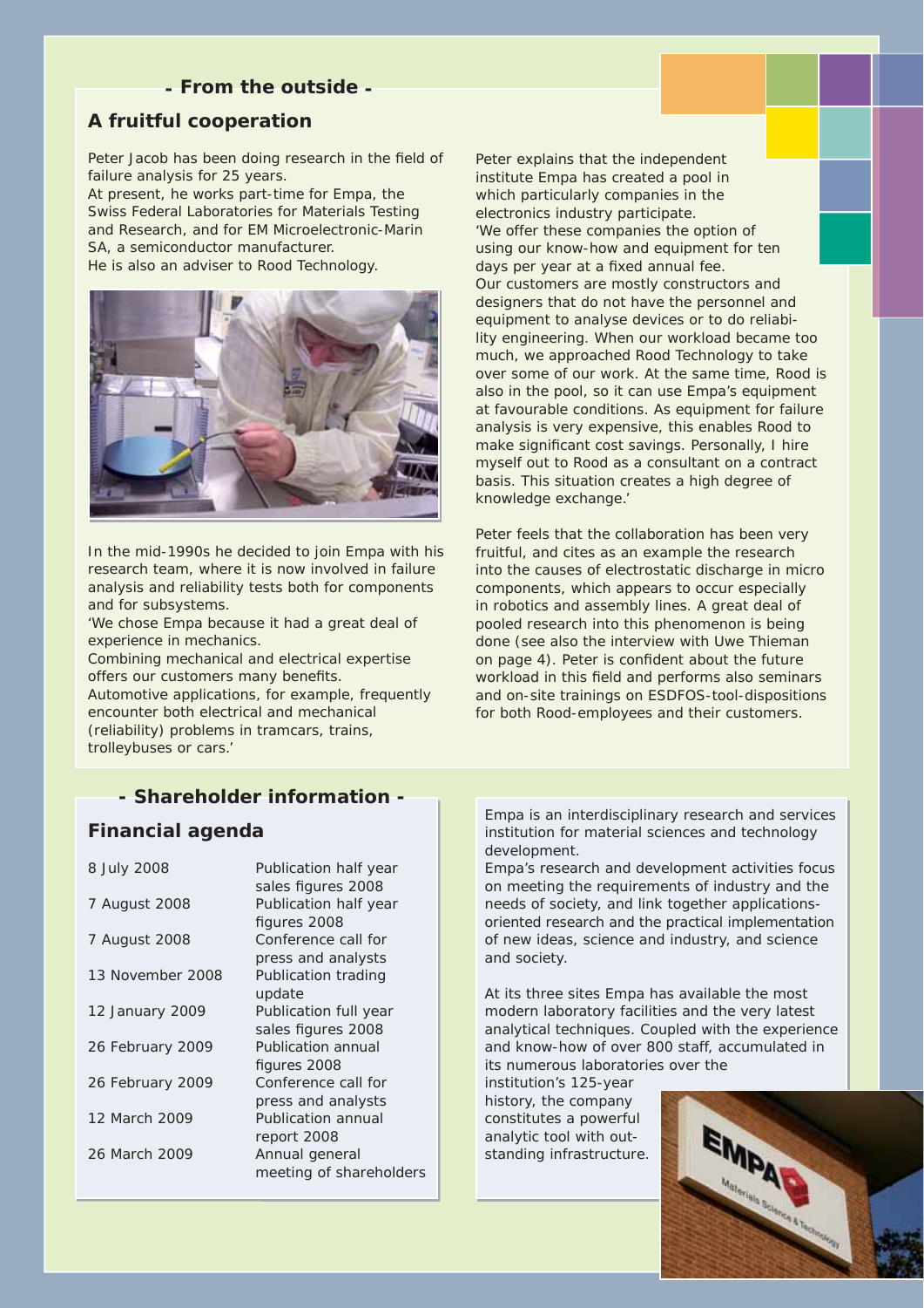## - From the outside -

### A fruitful cooperation

Peter Jacob has been doing research in the field of failure analysis for 25 years.
At present, he works part-time for Empa, the Swiss Federal Laboratories for Materials Testing and Research, and for EM Microelectronic-Marin SA, a semiconductor manufacturer.
He is also an adviser to Rood Technology.

In the mid-1990s he decided to join Empa with his research team, where it is now involved in failure analysis and reliability tests both for components and for subsystems.
'We chose Empa because it had a great deal of experience in mechanics.
Combining mechanical and electrical expertise offers our customers many benefits.
Automotive applications, for example, frequently encounter both electrical and mechanical (reliability) problems in tramcars, trains, trolleybuses or cars.'

Peter explains that the independent institute Empa has created a pool in which particularly companies in the electronics industry participate.
'We offer these companies the option of using our know-how and equipment for ten days per year at a fixed annual fee.
Our customers are mostly constructors and designers that do not have the personnel and equipment to analyse devices or to do reliability engineering. When our workload became too much, we approached Rood Technology to take over some of our work. At the same time, Rood is also in the pool, so it can use Empa's equipment at favourable conditions. As equipment for failure analysis is very expensive, this enables Rood to make significant cost savings. Personally, I hire myself out to Rood as a consultant on a contract basis. This situation creates a high degree of knowledge exchange.'

Peter feels that the collaboration has been very fruitful, and cites as an example the research into the causes of electrostatic discharge in micro components, which appears to occur especially in robotics and assembly lines. A great deal of pooled research into this phenomenon is being done (see also the interview with Uwe Thieman on page 4). Peter is confident about the future workload in this field and performs also seminars and on-site trainings on ESDFOS-tool-dispositions for both Rood-employees and their customers.

## - Shareholder information -

### Financial agenda

| Date | Event |
|---|---|
| 8 July 2008 | Publication half year sales figures 2008 |
| 7 August 2008 | Publication half year figures 2008 |
| 7 August 2008 | Conference call for press and analysts |
| 13 November 2008 | Publication trading update |
| 12 January 2009 | Publication full year sales figures 2008 |
| 26 February 2009 | Publication annual figures 2008 |
| 26 February 2009 | Conference call for press and analysts |
| 12 March 2009 | Publication annual report 2008 |
| 26 March 2009 | Annual general meeting of shareholders |

Empa is an interdisciplinary research and services institution for material sciences and technology development.
Empa's research and development activities focus on meeting the requirements of industry and the needs of society, and link together applications-oriented research and the practical implementation of new ideas, science and industry, and science and society.

At its three sites Empa has available the most modern laboratory facilities and the very latest analytical techniques. Coupled with the experience and know-how of over 800 staff, accumulated in its numerous laboratories over the institution's 125-year history, the company constitutes a powerful analytic tool with outstanding infrastructure.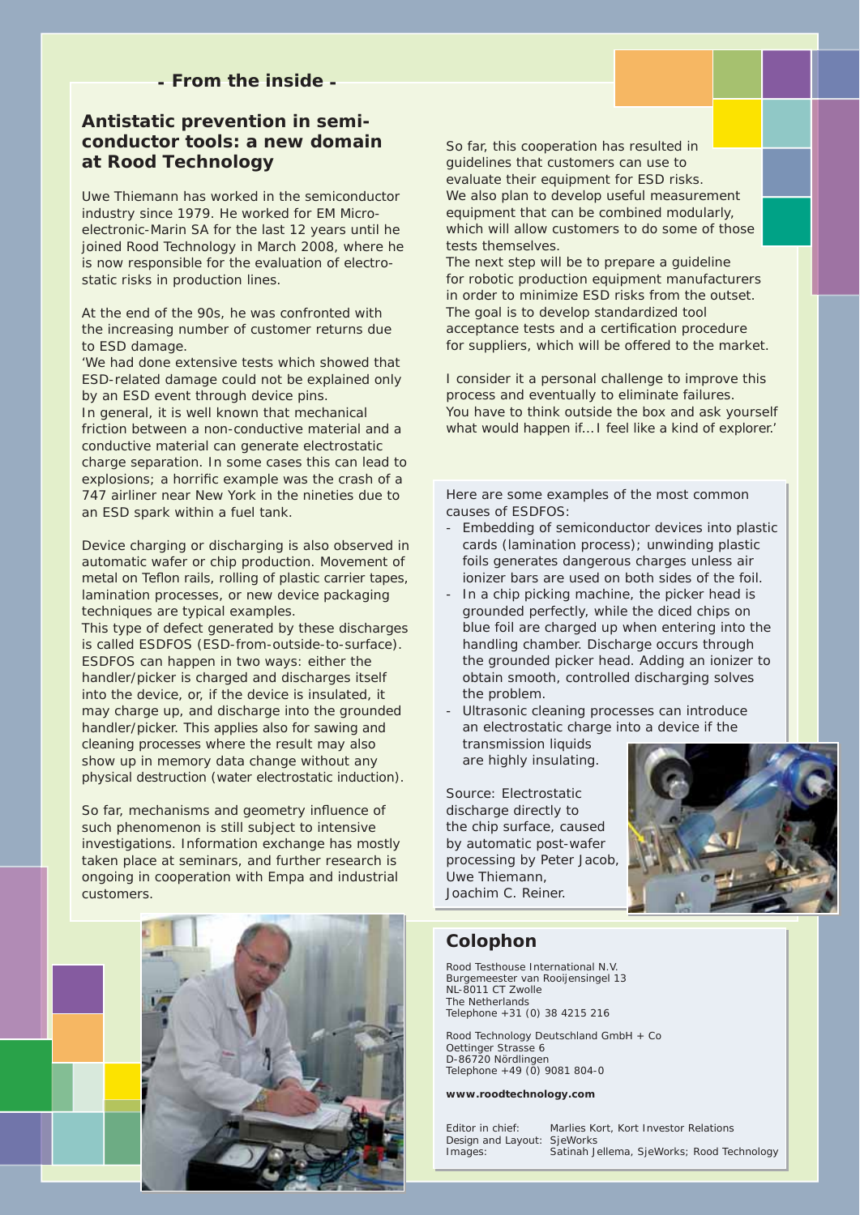- From the inside -

## Antistatic prevention in semi-conductor tools: a new domain at Rood Technology

Uwe Thiemann has worked in the semiconductor industry since 1979. He worked for EM Micro-electronic-Marin SA for the last 12 years until he joined Rood Technology in March 2008, where he is now responsible for the evaluation of electro-static risks in production lines.

At the end of the 90s, he was confronted with the increasing number of customer returns due to ESD damage.

'We had done extensive tests which showed that ESD-related damage could not be explained only by an ESD event through device pins.

In general, it is well known that mechanical friction between a non-conductive material and a conductive material can generate electrostatic charge separation. In some cases this can lead to explosions; a horrific example was the crash of a 747 airliner near New York in the nineties due to an ESD spark within a fuel tank.

Device charging or discharging is also observed in automatic wafer or chip production. Movement of metal on Teflon rails, rolling of plastic carrier tapes, lamination processes, or new device packaging techniques are typical examples.

This type of defect generated by these discharges is called ESDFOS (ESD-from-outside-to-surface). ESDFOS can happen in two ways: either the handler/picker is charged and discharges itself into the device, or, if the device is insulated, it may charge up, and discharge into the grounded handler/picker. This applies also for sawing and cleaning processes where the result may also show up in memory data change without any physical destruction (water electrostatic induction).

So far, mechanisms and geometry influence of such phenomenon is still subject to intensive investigations. Information exchange has mostly taken place at seminars, and further research is ongoing in cooperation with Empa and industrial customers.

So far, this cooperation has resulted in guidelines that customers can use to evaluate their equipment for ESD risks. We also plan to develop useful measurement equipment that can be combined modularly, which will allow customers to do some of those tests themselves.

The next step will be to prepare a guideline for robotic production equipment manufacturers in order to minimize ESD risks from the outset. The goal is to develop standardized tool acceptance tests and a certification procedure for suppliers, which will be offered to the market.

I consider it a personal challenge to improve this process and eventually to eliminate failures. You have to think outside the box and ask yourself what would happen if... I feel like a kind of explorer.'

Here are some examples of the most common causes of ESDFOS:

- Embedding of semiconductor devices into plastic cards (lamination process); unwinding plastic foils generates dangerous charges unless air ionizer bars are used on both sides of the foil.
- In a chip picking machine, the picker head is grounded perfectly, while the diced chips on blue foil are charged up when entering into the handling chamber. Discharge occurs through the grounded picker head. Adding an ionizer to obtain smooth, controlled discharging solves the problem.
- Ultrasonic cleaning processes can introduce an electrostatic charge into a device if the transmission liquids are highly insulating.

Source: Electrostatic discharge directly to the chip surface, caused by automatic post-wafer processing by Peter Jacob, Uwe Thiemann, Joachim C. Reiner.

## Colophon

Rood Testhouse International N.V.
Burgemeester van Rooijensingel 13
NL-8011 CT Zwolle
The Netherlands
Telephone +31 (0) 38 4215 216

Rood Technology Deutschland GmbH + Co
Oettinger Strasse 6
D-86720 Nördlingen
Telephone +49 (0) 9081 804-0

**www.roodtechnology.com**

Editor in chief: Marlies Kort, Kort Investor Relations
Design and Layout: SjeWorks
Images: Satinah Jellema, SjeWorks; Rood Technology